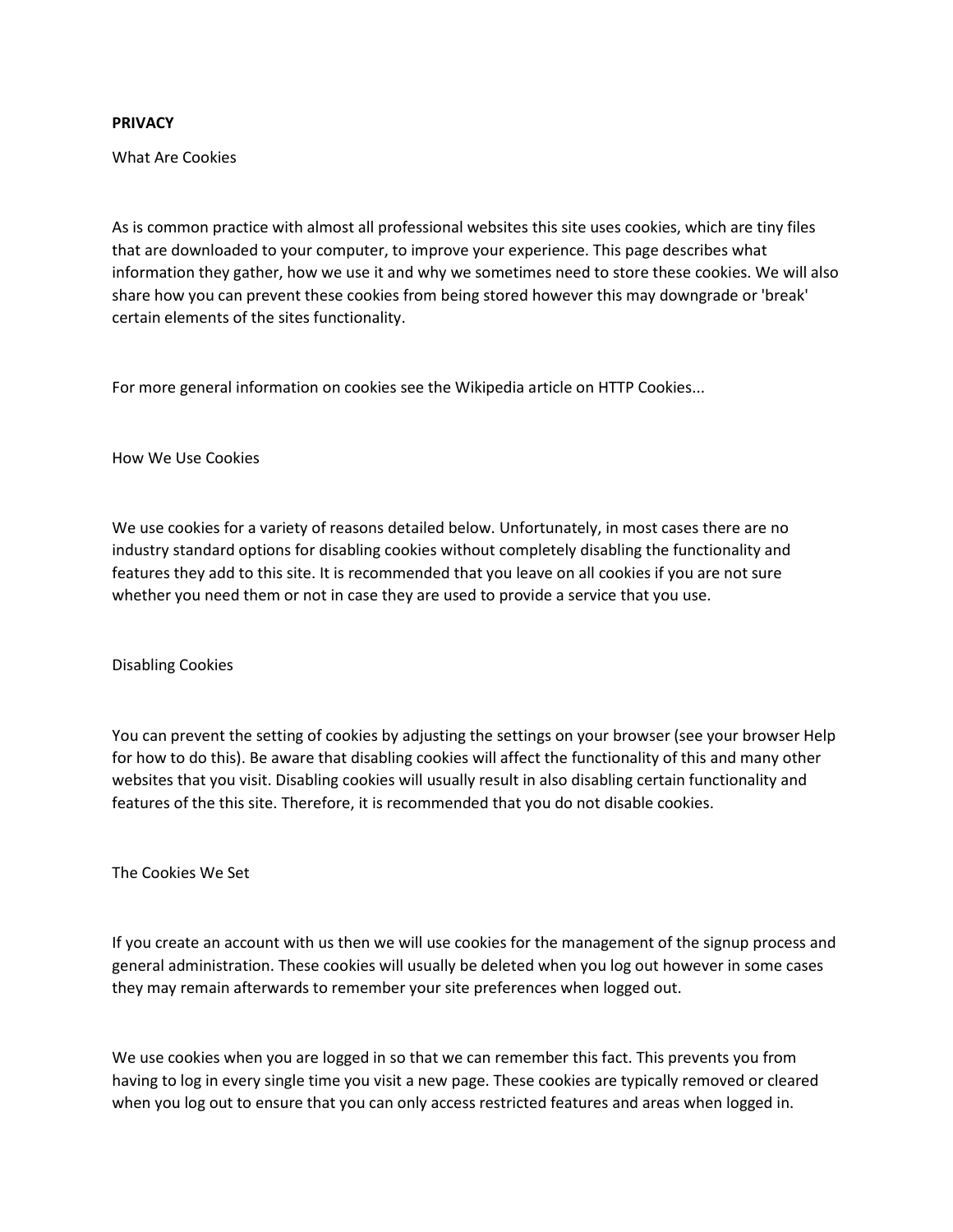**PRIVACY**

What Are Cookies

As is common practice with almost all professional websites this site uses cookies, which are tiny files that are downloaded to your computer, to improve your experience. This page describes what information they gather, how we use it and why we sometimes need to store these cookies. We will also share how you can prevent these cookies from being stored however this may downgrade or 'break' certain elements of the sites functionality.

For more general information on cookies see the Wikipedia article on HTTP Cookies...

How We Use Cookies

We use cookies for a variety of reasons detailed below. Unfortunately, in most cases there are no industry standard options for disabling cookies without completely disabling the functionality and features they add to this site. It is recommended that you leave on all cookies if you are not sure whether you need them or not in case they are used to provide a service that you use.

Disabling Cookies

You can prevent the setting of cookies by adjusting the settings on your browser (see your browser Help for how to do this). Be aware that disabling cookies will affect the functionality of this and many other websites that you visit. Disabling cookies will usually result in also disabling certain functionality and features of the this site. Therefore, it is recommended that you do not disable cookies.

The Cookies We Set

If you create an account with us then we will use cookies for the management of the signup process and general administration. These cookies will usually be deleted when you log out however in some cases they may remain afterwards to remember your site preferences when logged out.

We use cookies when you are logged in so that we can remember this fact. This prevents you from having to log in every single time you visit a new page. These cookies are typically removed or cleared when you log out to ensure that you can only access restricted features and areas when logged in.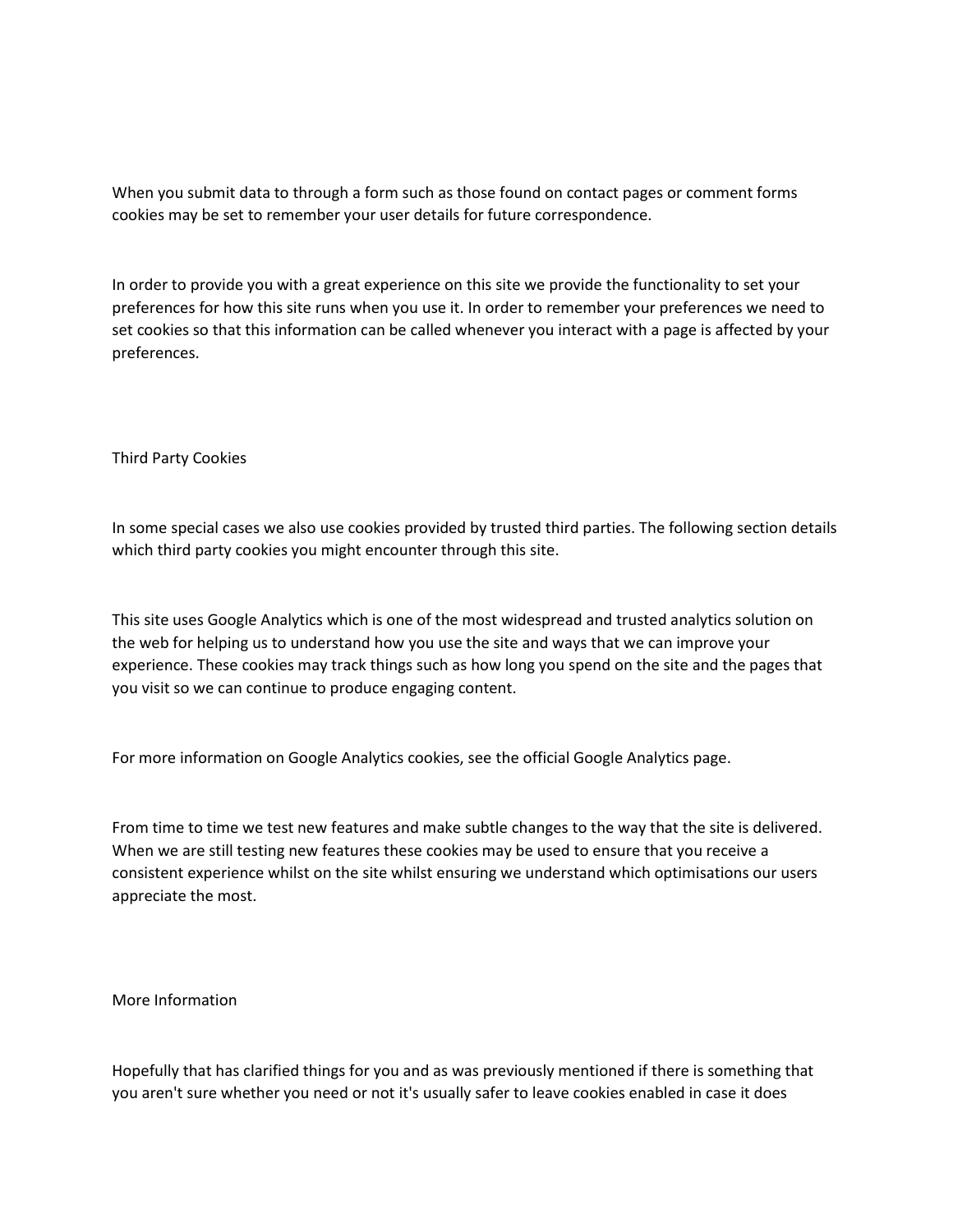When you submit data to through a form such as those found on contact pages or comment forms cookies may be set to remember your user details for future correspondence.

In order to provide you with a great experience on this site we provide the functionality to set your preferences for how this site runs when you use it. In order to remember your preferences we need to set cookies so that this information can be called whenever you interact with a page is affected by your preferences.

## Third Party Cookies

In some special cases we also use cookies provided by trusted third parties. The following section details which third party cookies you might encounter through this site.

This site uses Google Analytics which is one of the most widespread and trusted analytics solution on the web for helping us to understand how you use the site and ways that we can improve your experience. These cookies may track things such as how long you spend on the site and the pages that you visit so we can continue to produce engaging content.

For more information on Google Analytics cookies, see the official Google Analytics page.

From time to time we test new features and make subtle changes to the way that the site is delivered. When we are still testing new features these cookies may be used to ensure that you receive a consistent experience whilst on the site whilst ensuring we understand which optimisations our users appreciate the most.

## More Information

Hopefully that has clarified things for you and as was previously mentioned if there is something that you aren't sure whether you need or not it's usually safer to leave cookies enabled in case it does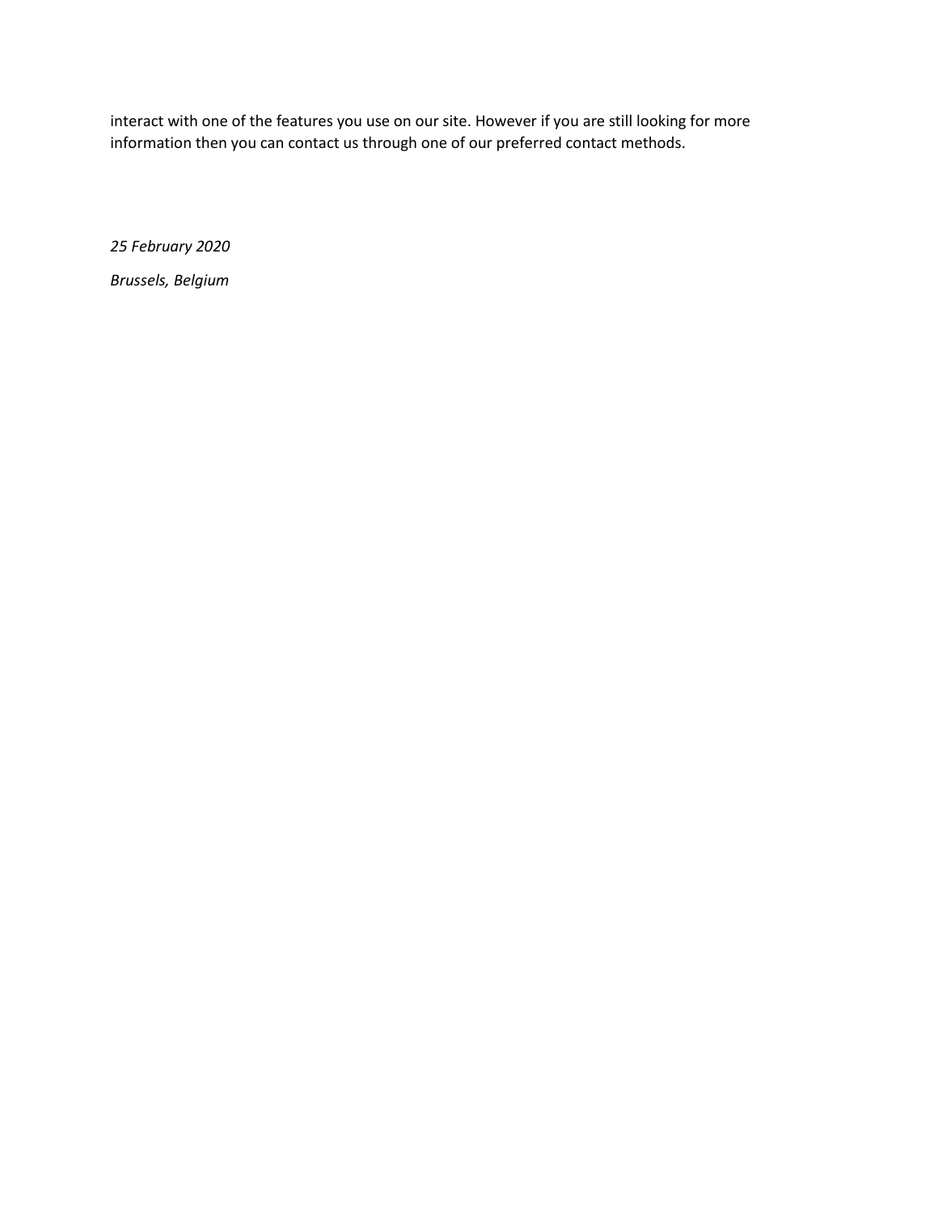interact with one of the features you use on our site. However if you are still looking for more information then you can contact us through one of our preferred contact methods.

*25 February 2020*

*Brussels, Belgium*